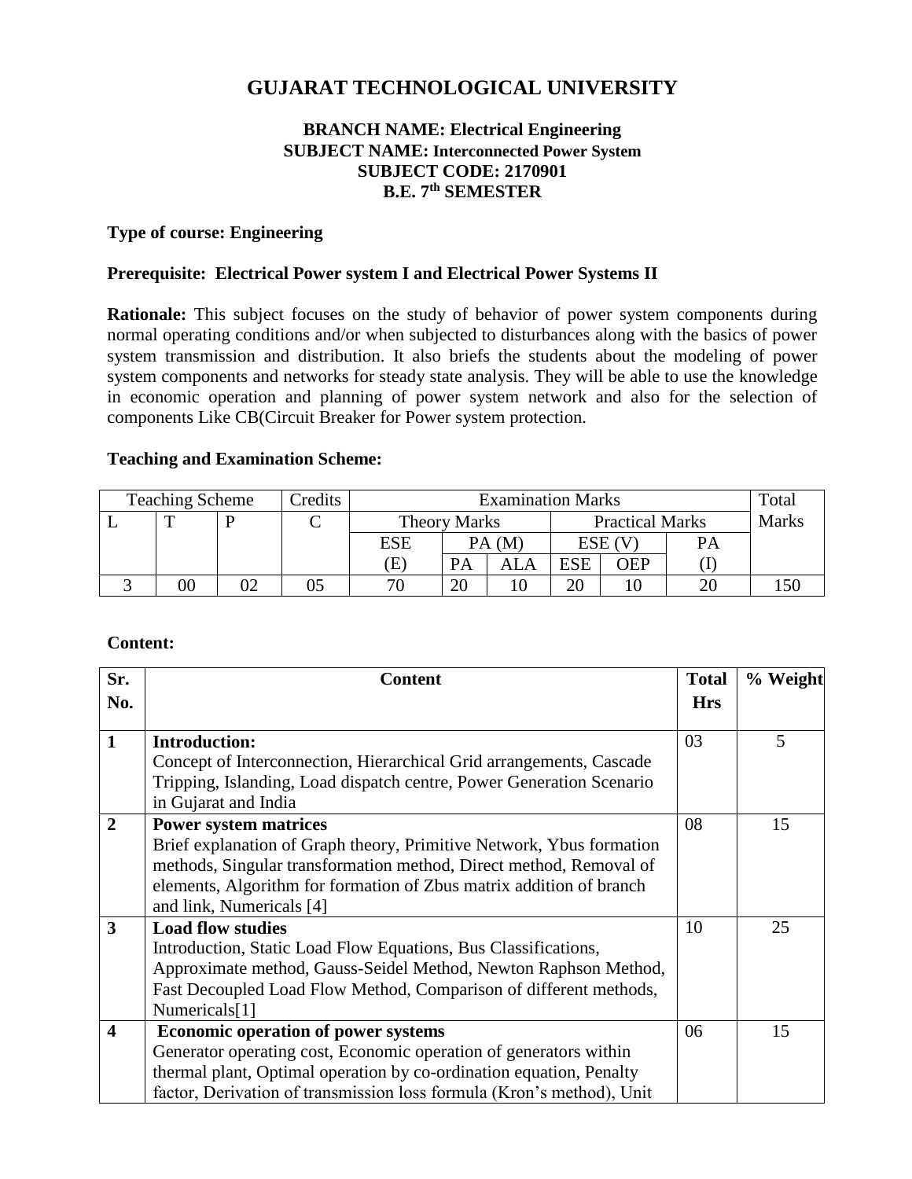# GUJARAT TECHNOLOGICAL UNIVERSITY

**BRANCH NAME: Electrical Engineering**
**SUBJECT NAME: Interconnected Power System**
**SUBJECT CODE: 2170901**
**B.E. 7th SEMESTER**

**Type of course: Engineering**

**Prerequisite: Electrical Power system I and Electrical Power Systems II**

**Rationale:** This subject focuses on the study of behavior of power system components during normal operating conditions and/or when subjected to disturbances along with the basics of power system transmission and distribution. It also briefs the students about the modeling of power system components and networks for steady state analysis. They will be able to use the knowledge in economic operation and planning of power system network and also for the selection of components Like CB(Circuit Breaker for Power system protection.

**Teaching and Examination Scheme:**

| Teaching Scheme | | | Credits | Examination Marks | | | | | | Total Marks |
|---|---|---|---|---|---|---|---|---|---|---|
| L | T | P | C | Theory Marks | | | Practical Marks | | | |
| | | | | ESE (E) | PA (M) | | ESE (V) | | PA (I) | |
| | | | | | PA | ALA | ESE | OEP | | |
| 3 | 00 | 02 | 05 | 70 | 20 | 10 | 20 | 10 | 20 | 150 |

**Content:**

| Sr. No. | Content | Total Hrs | % Weight |
|---|---|---|---|
| **1** | **Introduction:** Concept of Interconnection, Hierarchical Grid arrangements, Cascade Tripping, Islanding, Load dispatch centre, Power Generation Scenario in Gujarat and India | 03 | 5 |
| **2** | **Power system matrices** Brief explanation of Graph theory, Primitive Network, Ybus formation methods, Singular transformation method, Direct method, Removal of elements, Algorithm for formation of Zbus matrix addition of branch and link, Numericals [4] | 08 | 15 |
| **3** | **Load flow studies** Introduction, Static Load Flow Equations, Bus Classifications, Approximate method, Gauss-Seidel Method, Newton Raphson Method, Fast Decoupled Load Flow Method, Comparison of different methods, Numericals[1] | 10 | 25 |
| **4** | **Economic operation of power systems** Generator operating cost, Economic operation of generators within thermal plant, Optimal operation by co-ordination equation, Penalty factor, Derivation of transmission loss formula (Kron's method), Unit | 06 | 15 |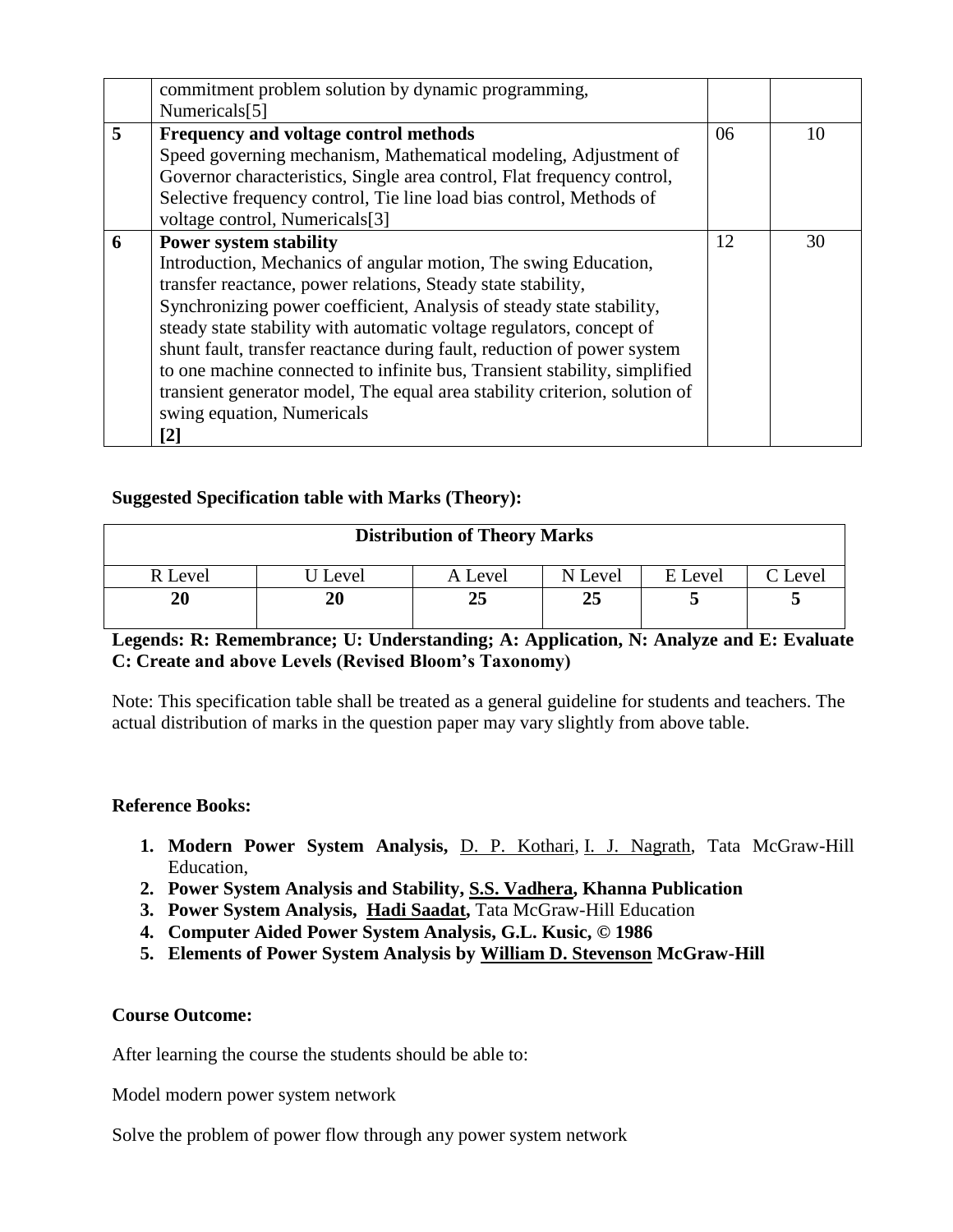|   | commitment problem solution by dynamic programming, Numericals[5] |   |   |
|---|---|---|---|
| 5 | **Frequency and voltage control methods** Speed governing mechanism, Mathematical modeling, Adjustment of Governor characteristics, Single area control, Flat frequency control, Selective frequency control, Tie line load bias control, Methods of voltage control, Numericals[3] | 06 | 10 |
| 6 | **Power system stability** Introduction, Mechanics of angular motion, The swing Education, transfer reactance, power relations, Steady state stability, Synchronizing power coefficient, Analysis of steady state stability, steady state stability with automatic voltage regulators, concept of shunt fault, transfer reactance during fault, reduction of power system to one machine connected to infinite bus, Transient stability, simplified transient generator model, The equal area stability criterion, solution of swing equation, Numericals **[2]** | 12 | 30 |

**Suggested Specification table with Marks (Theory):**

| **Distribution of Theory Marks** | | | | | |
|---|---|---|---|---|---|
| R Level | U Level | A Level | N Level | E Level | C Level |
| **20** | **20** | **25** | **25** | **5** | **5** |

**Legends: R: Remembrance; U: Understanding; A: Application, N: Analyze and E: Evaluate C: Create and above Levels (Revised Bloom's Taxonomy)**

Note: This specification table shall be treated as a general guideline for students and teachers. The actual distribution of marks in the question paper may vary slightly from above table.

**Reference Books:**

1. **Modern Power System Analysis,** D. P. Kothari, I. J. Nagrath, Tata McGraw-Hill Education,
2. **Power System Analysis and Stability, S.S. Vadhera, Khanna Publication**
3. **Power System Analysis, Hadi Saadat,** Tata McGraw-Hill Education
4. **Computer Aided Power System Analysis, G.L. Kusic, © 1986**
5. **Elements of Power System Analysis by William D. Stevenson McGraw-Hill**

**Course Outcome:**

After learning the course the students should be able to:

Model modern power system network

Solve the problem of power flow through any power system network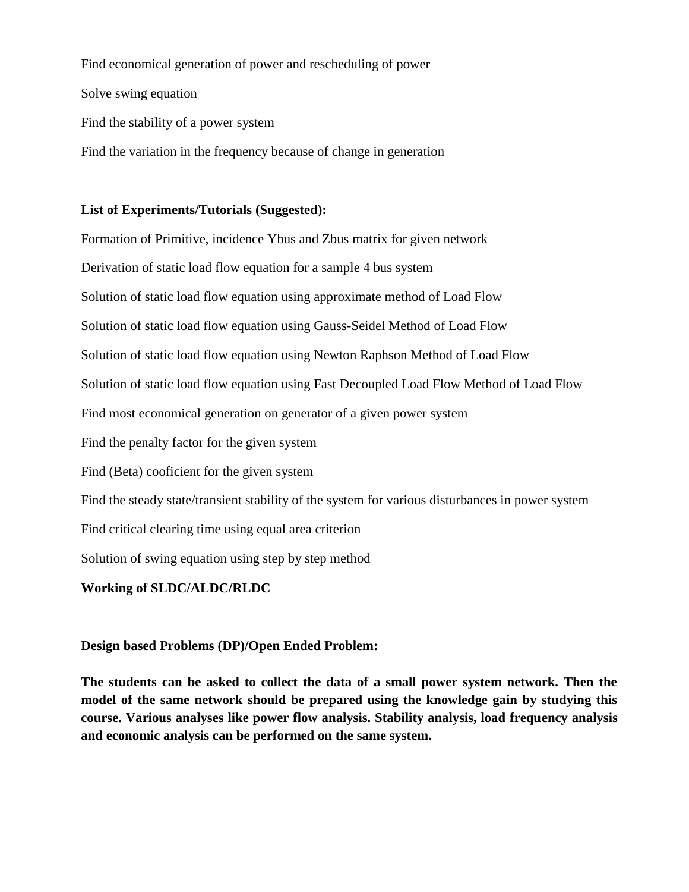Find economical generation of power and rescheduling of power

Solve swing equation

Find the stability of a power system

Find the variation in the frequency because of change in generation

**List of Experiments/Tutorials (Suggested):**

Formation of Primitive, incidence Ybus and Zbus matrix for given network

Derivation of static load flow equation for a sample 4 bus system

Solution of static load flow equation using approximate method of Load Flow

Solution of static load flow equation using Gauss-Seidel Method of Load Flow

Solution of static load flow equation using Newton Raphson Method of Load Flow

Solution of static load flow equation using Fast Decoupled Load Flow Method of Load Flow

Find most economical generation on generator of a given power system

Find the penalty factor for the given system

Find (Beta) cooficient for the given system

Find the steady state/transient stability of the system for various disturbances in power system

Find critical clearing time using equal area criterion

Solution of swing equation using step by step method

**Working of SLDC/ALDC/RLDC**

**Design based Problems (DP)/Open Ended Problem:**

**The students can be asked to collect the data of a small power system network. Then the model of the same network should be prepared using the knowledge gain by studying this course. Various analyses like power flow analysis. Stability analysis, load frequency analysis and economic analysis can be performed on the same system.**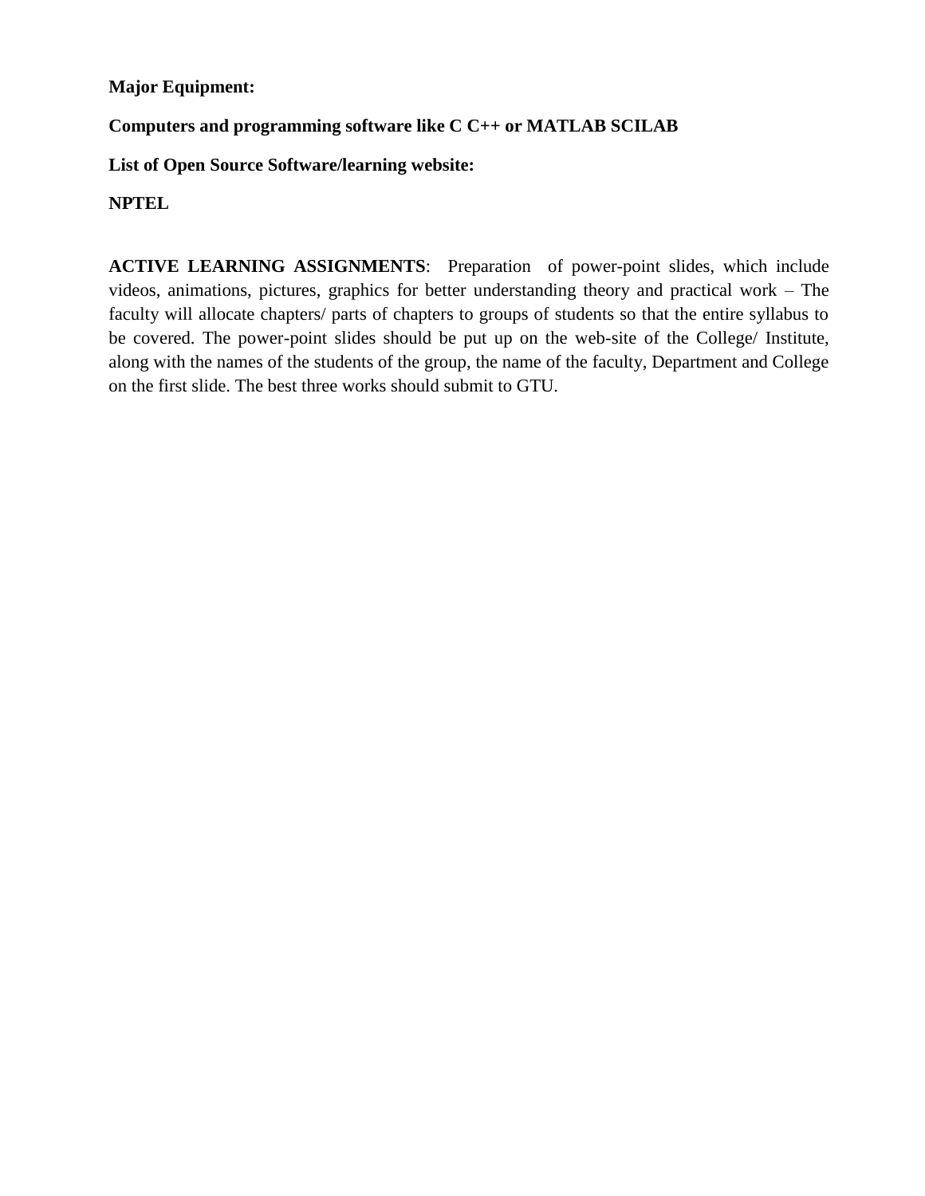**Major Equipment:**

**Computers and programming software like C C++ or MATLAB SCILAB**

**List of Open Source Software/learning website:**

**NPTEL**

**ACTIVE LEARNING ASSIGNMENTS**: Preparation of power-point slides, which include videos, animations, pictures, graphics for better understanding theory and practical work – The faculty will allocate chapters/ parts of chapters to groups of students so that the entire syllabus to be covered. The power-point slides should be put up on the web-site of the College/ Institute, along with the names of the students of the group, the name of the faculty, Department and College on the first slide. The best three works should submit to GTU.